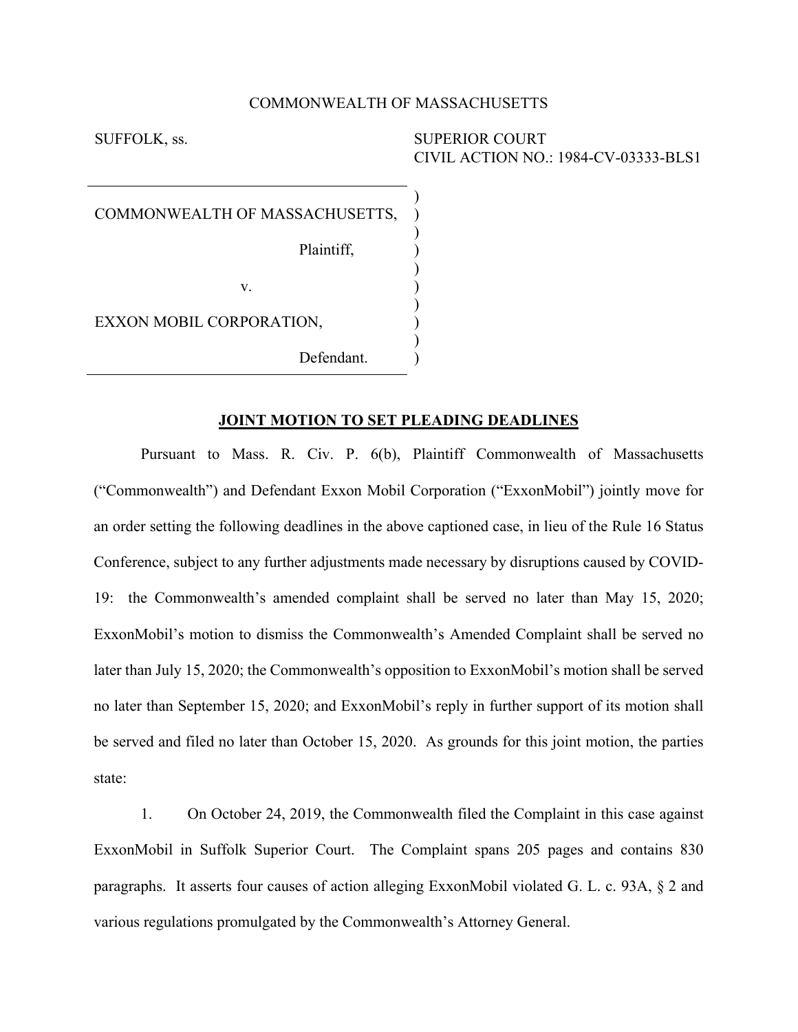COMMONWEALTH OF MASSACHUSETTS

SUFFOLK, ss.

SUPERIOR COURT
CIVIL ACTION NO.: 1984-CV-03333-BLS1

COMMONWEALTH OF MASSACHUSETTS,

Plaintiff,

v.

EXXON MOBIL CORPORATION,

Defendant.

**JOINT MOTION TO SET PLEADING DEADLINES**

Pursuant to Mass. R. Civ. P. 6(b), Plaintiff Commonwealth of Massachusetts ("Commonwealth") and Defendant Exxon Mobil Corporation ("ExxonMobil") jointly move for an order setting the following deadlines in the above captioned case, in lieu of the Rule 16 Status Conference, subject to any further adjustments made necessary by disruptions caused by COVID-19: the Commonwealth's amended complaint shall be served no later than May 15, 2020; ExxonMobil's motion to dismiss the Commonwealth's Amended Complaint shall be served no later than July 15, 2020; the Commonwealth's opposition to ExxonMobil's motion shall be served no later than September 15, 2020; and ExxonMobil's reply in further support of its motion shall be served and filed no later than October 15, 2020. As grounds for this joint motion, the parties state:

1. On October 24, 2019, the Commonwealth filed the Complaint in this case against ExxonMobil in Suffolk Superior Court. The Complaint spans 205 pages and contains 830 paragraphs. It asserts four causes of action alleging ExxonMobil violated G. L. c. 93A, § 2 and various regulations promulgated by the Commonwealth's Attorney General.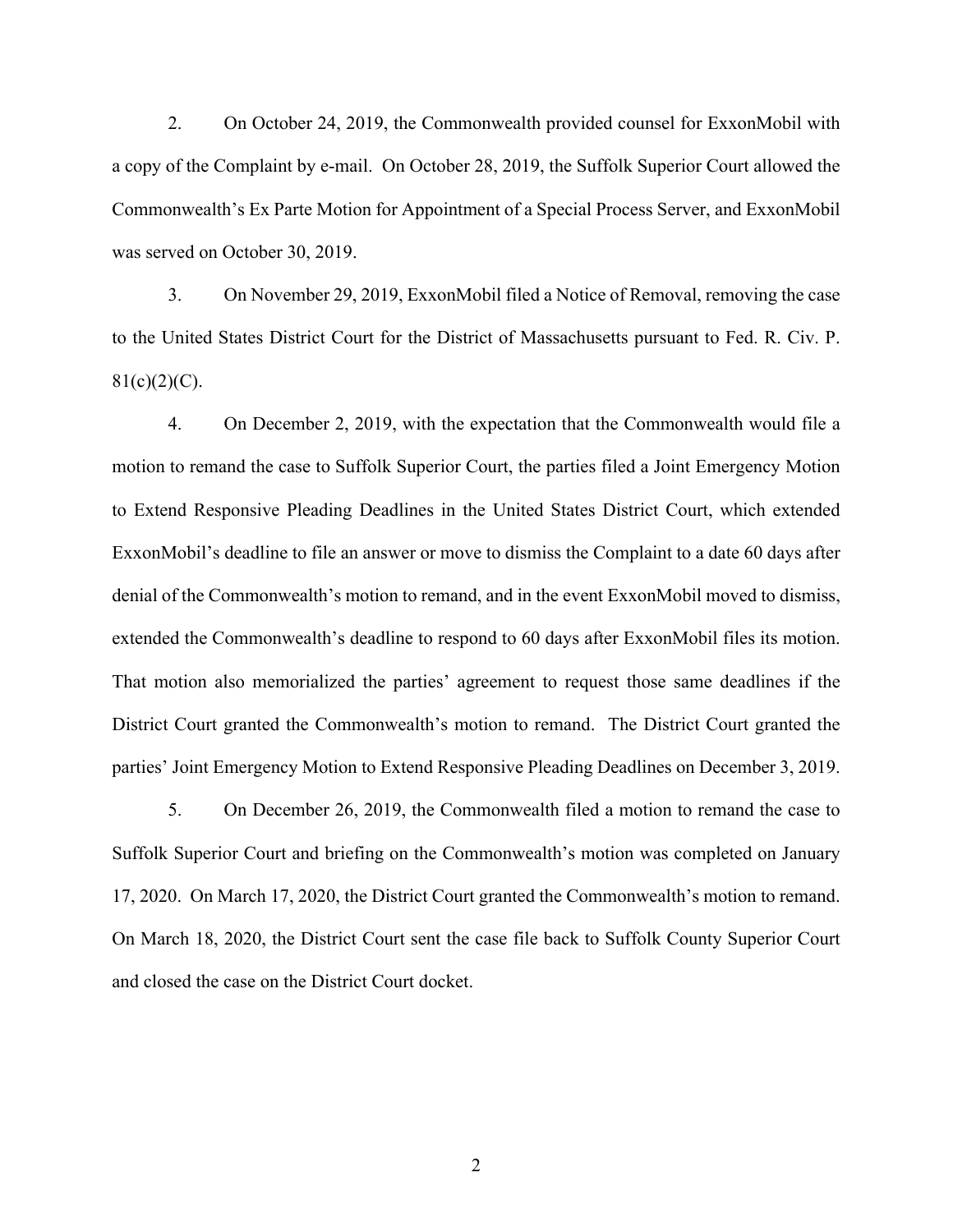2. On October 24, 2019, the Commonwealth provided counsel for ExxonMobil with a copy of the Complaint by e-mail. On October 28, 2019, the Suffolk Superior Court allowed the Commonwealth's Ex Parte Motion for Appointment of a Special Process Server, and ExxonMobil was served on October 30, 2019.

3. On November 29, 2019, ExxonMobil filed a Notice of Removal, removing the case to the United States District Court for the District of Massachusetts pursuant to Fed. R. Civ. P. 81(c)(2)(C).

4. On December 2, 2019, with the expectation that the Commonwealth would file a motion to remand the case to Suffolk Superior Court, the parties filed a Joint Emergency Motion to Extend Responsive Pleading Deadlines in the United States District Court, which extended ExxonMobil's deadline to file an answer or move to dismiss the Complaint to a date 60 days after denial of the Commonwealth's motion to remand, and in the event ExxonMobil moved to dismiss, extended the Commonwealth's deadline to respond to 60 days after ExxonMobil files its motion. That motion also memorialized the parties' agreement to request those same deadlines if the District Court granted the Commonwealth's motion to remand. The District Court granted the parties' Joint Emergency Motion to Extend Responsive Pleading Deadlines on December 3, 2019.

5. On December 26, 2019, the Commonwealth filed a motion to remand the case to Suffolk Superior Court and briefing on the Commonwealth's motion was completed on January 17, 2020. On March 17, 2020, the District Court granted the Commonwealth's motion to remand. On March 18, 2020, the District Court sent the case file back to Suffolk County Superior Court and closed the case on the District Court docket.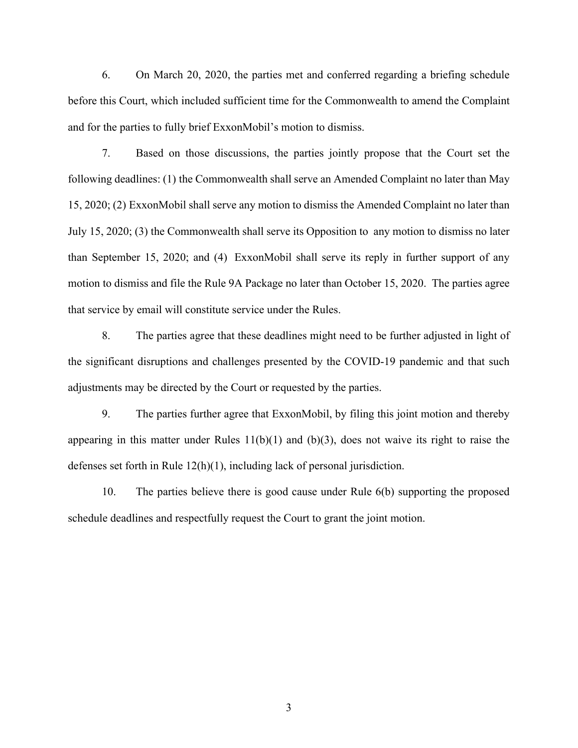6. On March 20, 2020, the parties met and conferred regarding a briefing schedule before this Court, which included sufficient time for the Commonwealth to amend the Complaint and for the parties to fully brief ExxonMobil's motion to dismiss.

7. Based on those discussions, the parties jointly propose that the Court set the following deadlines: (1) the Commonwealth shall serve an Amended Complaint no later than May 15, 2020; (2) ExxonMobil shall serve any motion to dismiss the Amended Complaint no later than July 15, 2020; (3) the Commonwealth shall serve its Opposition to any motion to dismiss no later than September 15, 2020; and (4) ExxonMobil shall serve its reply in further support of any motion to dismiss and file the Rule 9A Package no later than October 15, 2020. The parties agree that service by email will constitute service under the Rules.

8. The parties agree that these deadlines might need to be further adjusted in light of the significant disruptions and challenges presented by the COVID-19 pandemic and that such adjustments may be directed by the Court or requested by the parties.

9. The parties further agree that ExxonMobil, by filing this joint motion and thereby appearing in this matter under Rules 11(b)(1) and (b)(3), does not waive its right to raise the defenses set forth in Rule 12(h)(1), including lack of personal jurisdiction.

10. The parties believe there is good cause under Rule 6(b) supporting the proposed schedule deadlines and respectfully request the Court to grant the joint motion.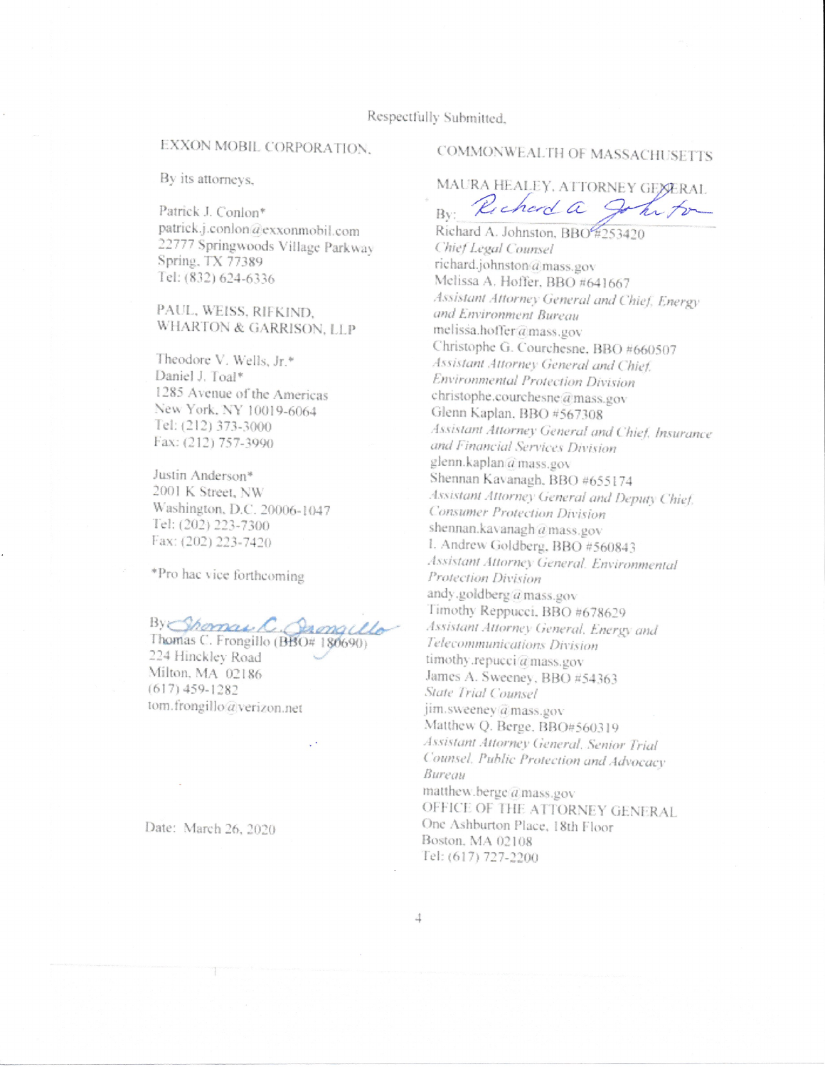Respectfully Submitted,

EXXON MOBIL CORPORATION,

By its attorneys,

Patrick J. Conlon*
patrick.j.conlon@exxonmobil.com
22777 Springwoods Village Parkway
Spring, TX 77389
Tel: (832) 624-6336

PAUL, WEISS, RIFKIND,
WHARTON & GARRISON, LLP

Theodore V. Wells, Jr.*
Daniel J. Toal*
1285 Avenue of the Americas
New York, NY 10019-6064
Tel: (212) 373-3000
Fax: (212) 757-3990

Justin Anderson*
2001 K Street, NW
Washington, D.C. 20006-1047
Tel: (202) 223-7300
Fax: (202) 223-7420

*Pro hac vice forthcoming

By: *[signature]*
Thomas C. Frongillo (BBO# 180690)
224 Hinckley Road
Milton, MA 02186
(617) 459-1282
tom.frongillo@verizon.net

Date: March 26, 2020

COMMONWEALTH OF MASSACHUSETTS

MAURA HEALEY, ATTORNEY GENERAL

By: *[signature]*
Richard A. Johnston, BBO #253420
*Chief Legal Counsel*
richard.johnston@mass.gov
Melissa A. Hoffer, BBO #641667
*Assistant Attorney General and Chief, Energy and Environment Bureau*
melissa.hoffer@mass.gov
Christophe G. Courchesne, BBO #660507
*Assistant Attorney General and Chief, Environmental Protection Division*
christophe.courchesne@mass.gov
Glenn Kaplan, BBO #567308
*Assistant Attorney General and Chief, Insurance and Financial Services Division*
glenn.kaplan@mass.gov
Shennan Kavanagh, BBO #655174
*Assistant Attorney General and Deputy Chief, Consumer Protection Division*
shennan.kavanagh@mass.gov
I. Andrew Goldberg, BBO #560843
*Assistant Attorney General, Environmental Protection Division*
andy.goldberg@mass.gov
Timothy Reppucci, BBO #678629
*Assistant Attorney General, Energy and Telecommunications Division*
timothy.repucci@mass.gov
James A. Sweeney, BBO #54363
*State Trial Counsel*
jim.sweeney@mass.gov
Matthew Q. Berge, BBO#560319
*Assistant Attorney General, Senior Trial Counsel, Public Protection and Advocacy Bureau*
matthew.berge@mass.gov
OFFICE OF THE ATTORNEY GENERAL
One Ashburton Place, 18th Floor
Boston, MA 02108
Tel: (617) 727-2200